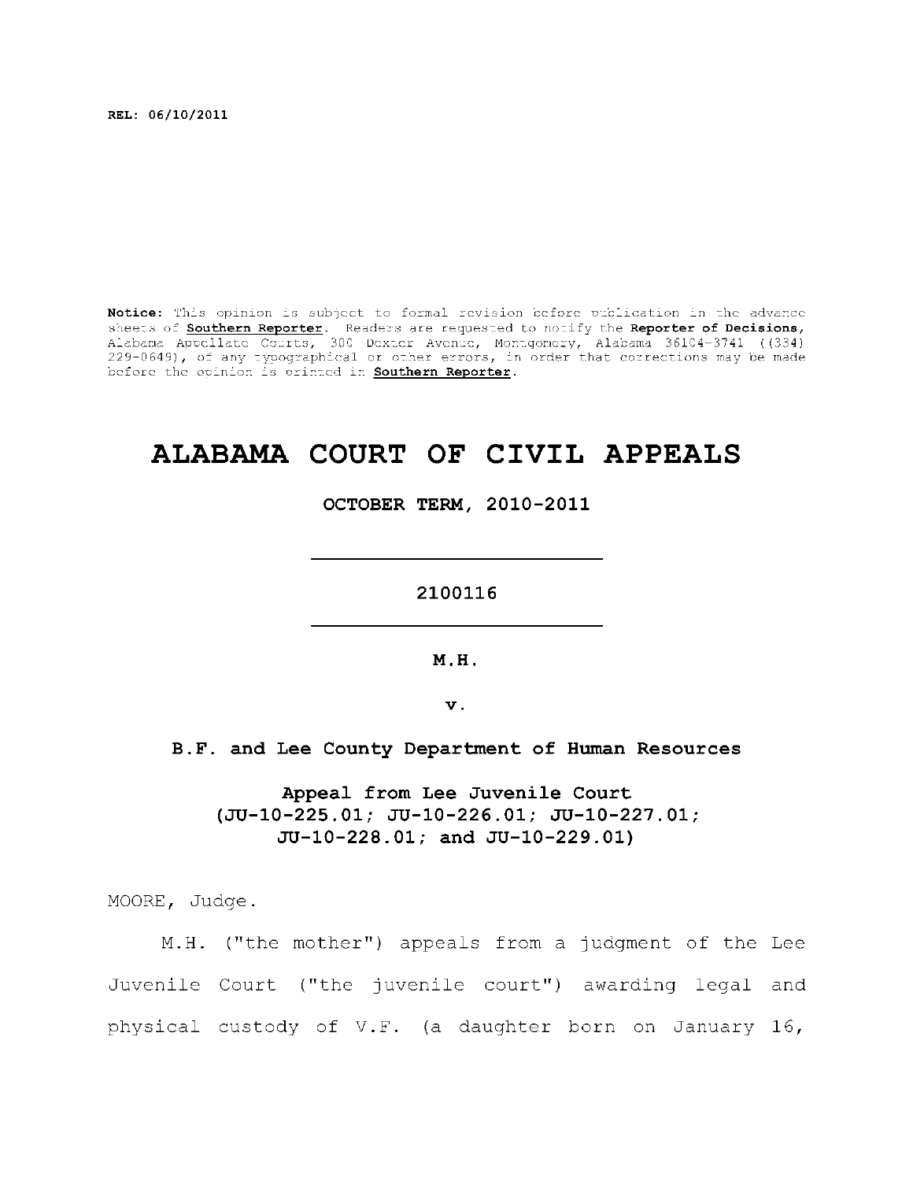REL: 06/10/2011

**Notice:** This opinion is subject to formal revision before publication in the advance sheets of **Southern Reporter**. Readers are requested to notify the **Reporter of Decisions**, Alabama Appellate Courts, 300 Dexter Avenue, Montgomery, Alabama 36104-3741 ((334) 229-0649), of any typographical or other errors, in order that corrections may be made before the opinion is printed in **Southern Reporter**.

# ALABAMA COURT OF CIVIL APPEALS

**OCTOBER TERM, 2010-2011**

---

**2100116**

---

**M.H.**

**v.**

**B.F. and Lee County Department of Human Resources**

**Appeal from Lee Juvenile Court**
**(JU-10-225.01; JU-10-226.01; JU-10-227.01; JU-10-228.01; and JU-10-229.01)**

MOORE, Judge.

M.H. ("the mother") appeals from a judgment of the Lee Juvenile Court ("the juvenile court") awarding legal and physical custody of V.F. (a daughter born on January 16,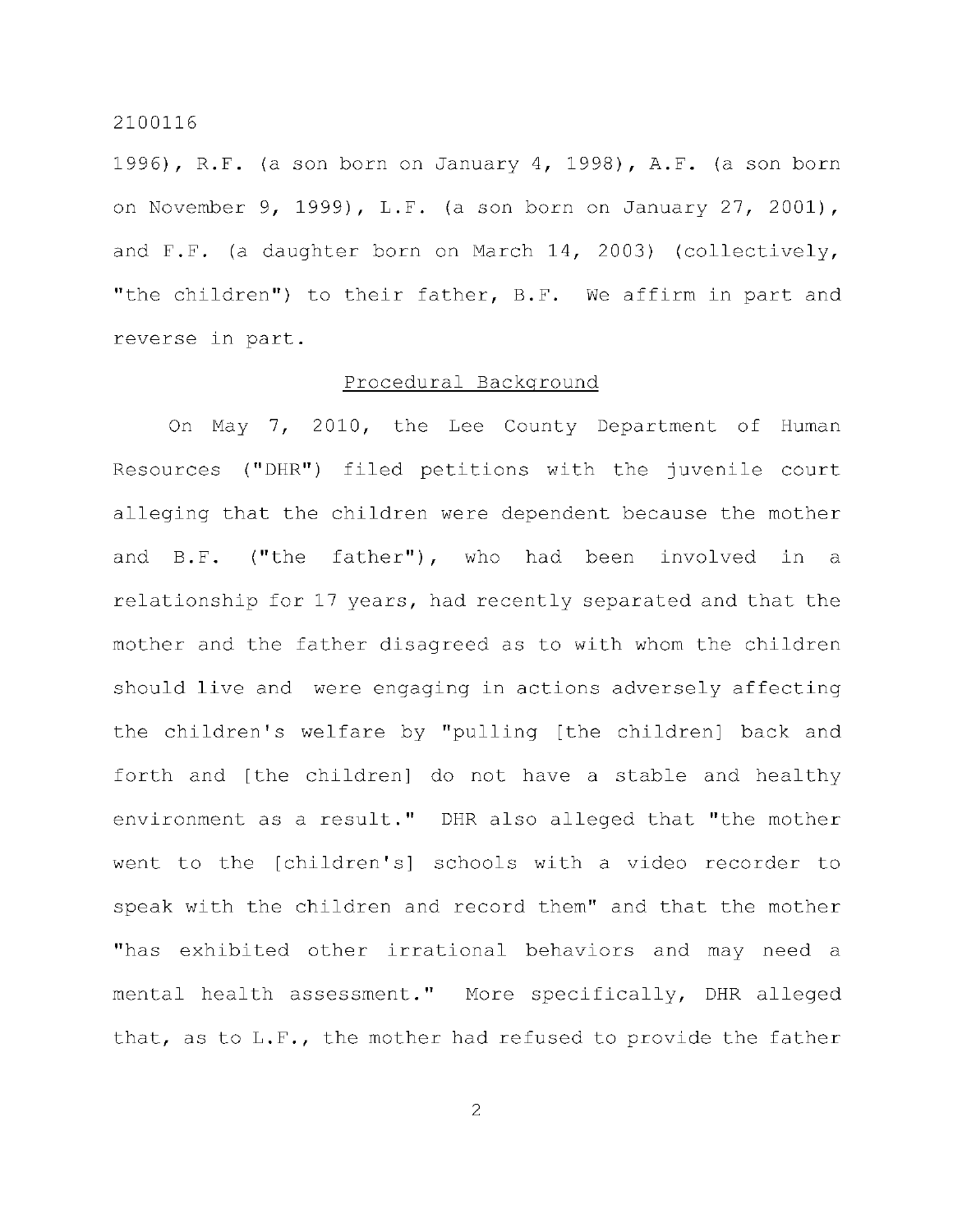1996), R.F. (a son born on January 4, 1998), A.F. (a son born on November 9, 1999), L.F. (a son born on January 27, 2001), and F.F. (a daughter born on March 14, 2003) (collectively, "the children") to their father, B.F. We affirm in part and reverse in part.

## Procedural Background

On May 7, 2010, the Lee County Department of Human Resources ("DHR") filed petitions with the juvenile court alleging that the children were dependent because the mother and B.F. ("the father"), who had been involved in a relationship for 17 years, had recently separated and that the mother and the father disagreed as to with whom the children should live and were engaging in actions adversely affecting the children's welfare by "pulling [the children] back and forth and [the children] do not have a stable and healthy environment as a result." DHR also alleged that "the mother went to the [children's] schools with a video recorder to speak with the children and record them" and that the mother "has exhibited other irrational behaviors and may need a mental health assessment." More specifically, DHR alleged that, as to L.F., the mother had refused to provide the father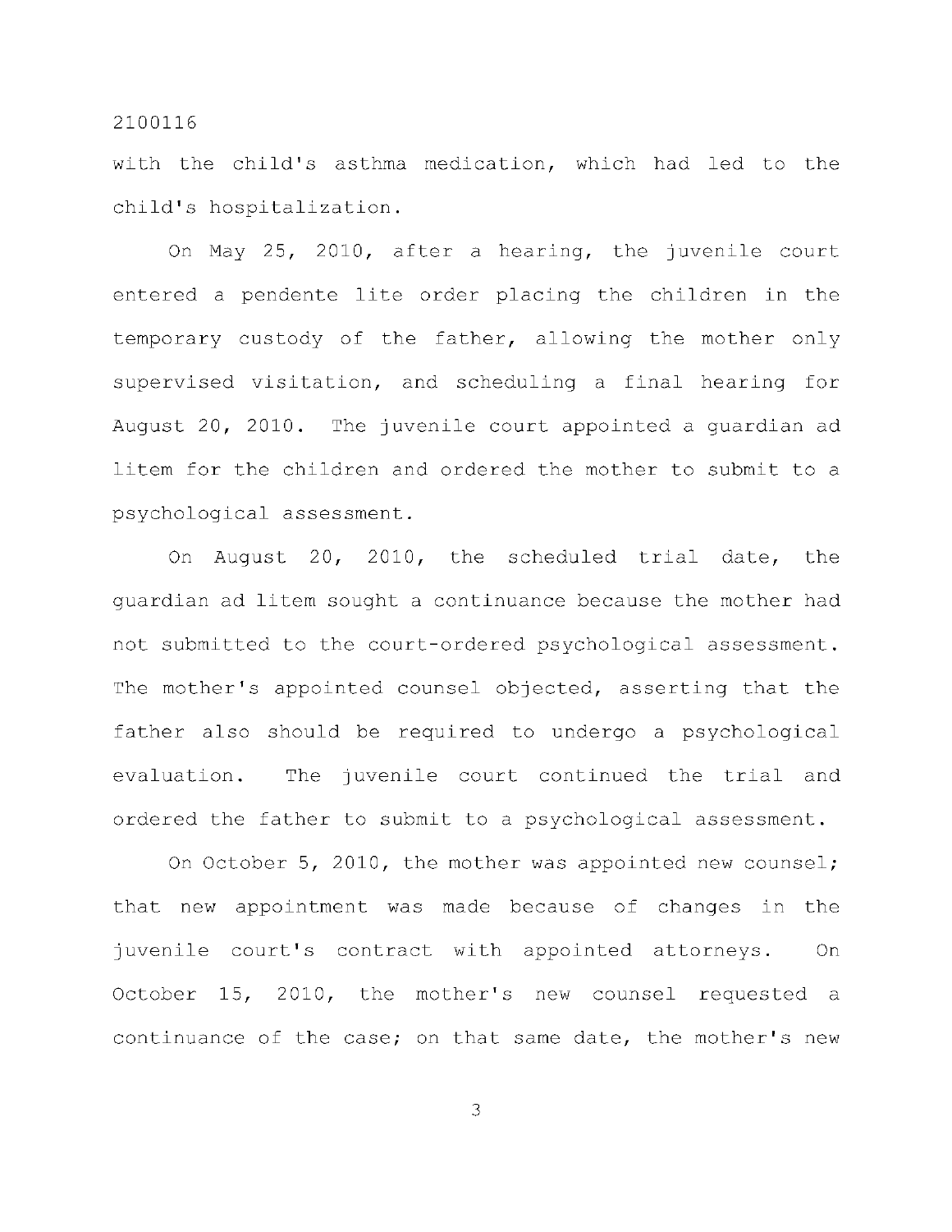with the child's asthma medication, which had led to the child's hospitalization.

On May 25, 2010, after a hearing, the juvenile court entered a pendente lite order placing the children in the temporary custody of the father, allowing the mother only supervised visitation, and scheduling a final hearing for August 20, 2010. The juvenile court appointed a guardian ad litem for the children and ordered the mother to submit to a psychological assessment.

On August 20, 2010, the scheduled trial date, the guardian ad litem sought a continuance because the mother had not submitted to the court-ordered psychological assessment. The mother's appointed counsel objected, asserting that the father also should be required to undergo a psychological evaluation. The juvenile court continued the trial and ordered the father to submit to a psychological assessment.

On October 5, 2010, the mother was appointed new counsel; that new appointment was made because of changes in the juvenile court's contract with appointed attorneys. On October 15, 2010, the mother's new counsel requested a continuance of the case; on that same date, the mother's new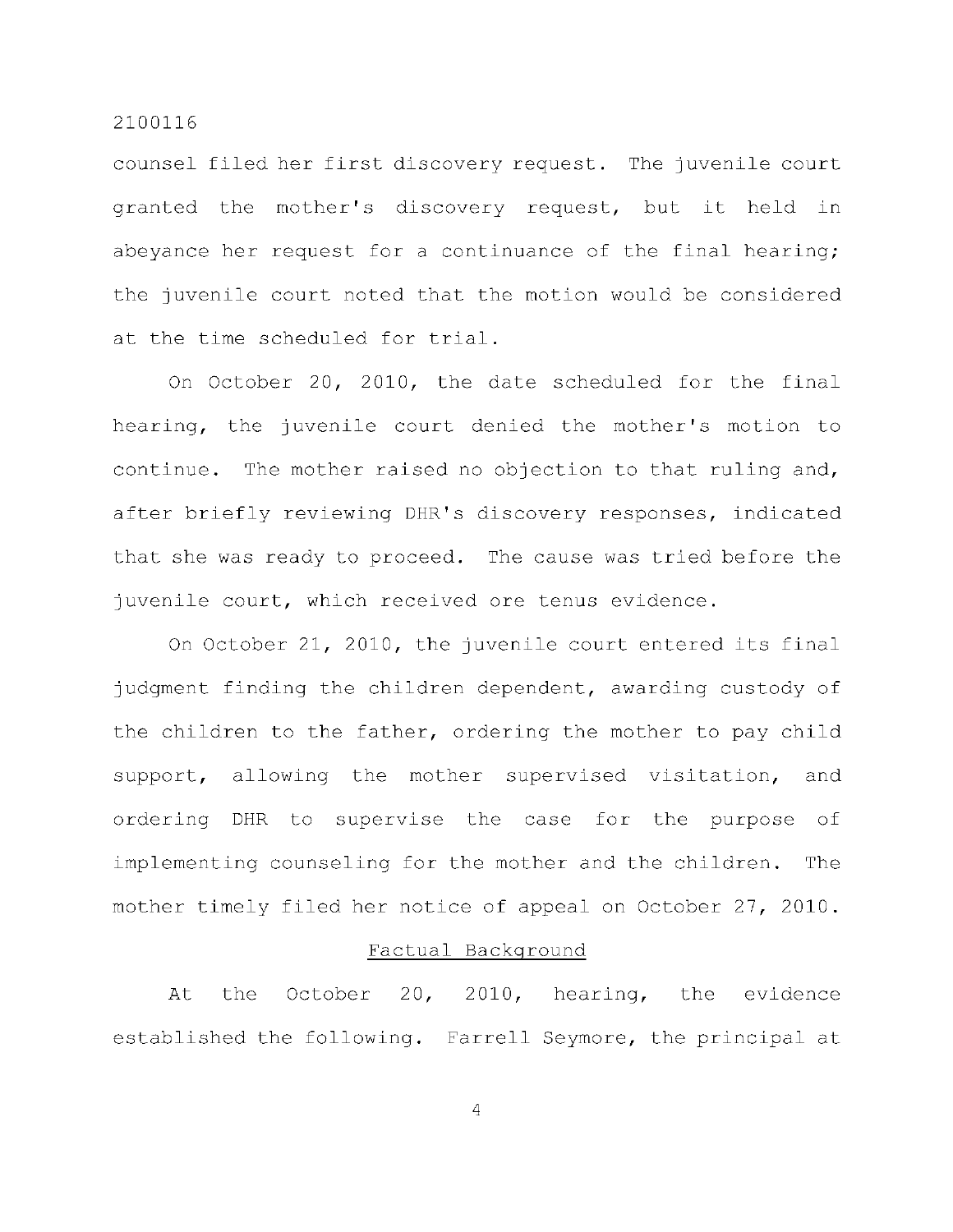counsel filed her first discovery request. The juvenile court granted the mother's discovery request, but it held in abeyance her request for a continuance of the final hearing; the juvenile court noted that the motion would be considered at the time scheduled for trial.

On October 20, 2010, the date scheduled for the final hearing, the juvenile court denied the mother's motion to continue. The mother raised no objection to that ruling and, after briefly reviewing DHR's discovery responses, indicated that she was ready to proceed. The cause was tried before the juvenile court, which received ore tenus evidence.

On October 21, 2010, the juvenile court entered its final judgment finding the children dependent, awarding custody of the children to the father, ordering the mother to pay child support, allowing the mother supervised visitation, and ordering DHR to supervise the case for the purpose of implementing counseling for the mother and the children. The mother timely filed her notice of appeal on October 27, 2010.

## Factual Background

At the October 20, 2010, hearing, the evidence established the following. Farrell Seymore, the principal at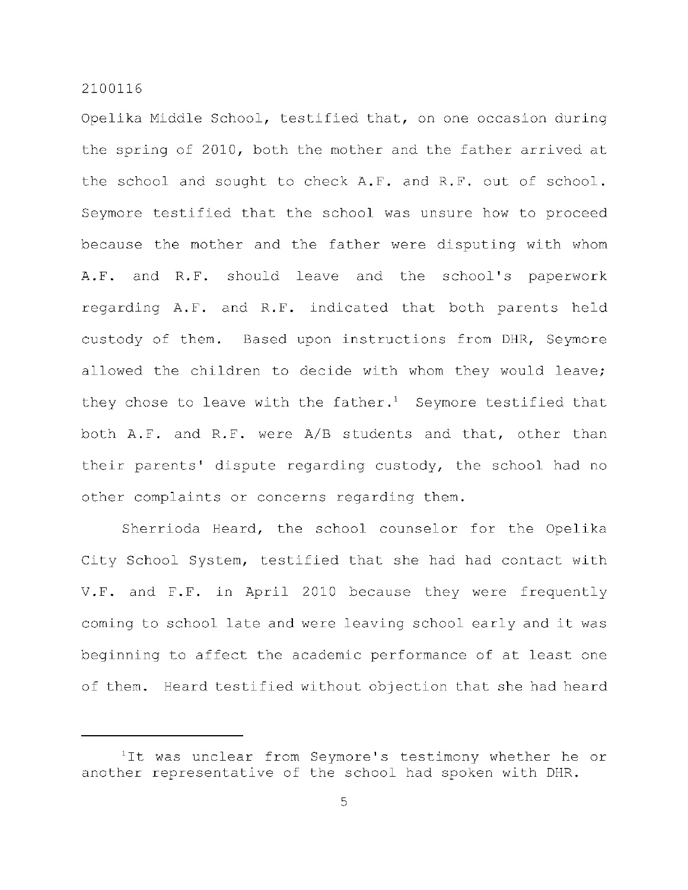Opelika Middle School, testified that, on one occasion during the spring of 2010, both the mother and the father arrived at the school and sought to check A.F. and R.F. out of school. Seymore testified that the school was unsure how to proceed because the mother and the father were disputing with whom A.F. and R.F. should leave and the school's paperwork regarding A.F. and R.F. indicated that both parents held custody of them. Based upon instructions from DHR, Seymore allowed the children to decide with whom they would leave; they chose to leave with the father.[1] Seymore testified that both A.F. and R.F. were A/B students and that, other than their parents' dispute regarding custody, the school had no other complaints or concerns regarding them.

Sherrioda Heard, the school counselor for the Opelika City School System, testified that she had had contact with V.F. and F.F. in April 2010 because they were frequently coming to school late and were leaving school early and it was beginning to affect the academic performance of at least one of them. Heard testified without objection that she had heard

---

[1]It was unclear from Seymore's testimony whether he or another representative of the school had spoken with DHR.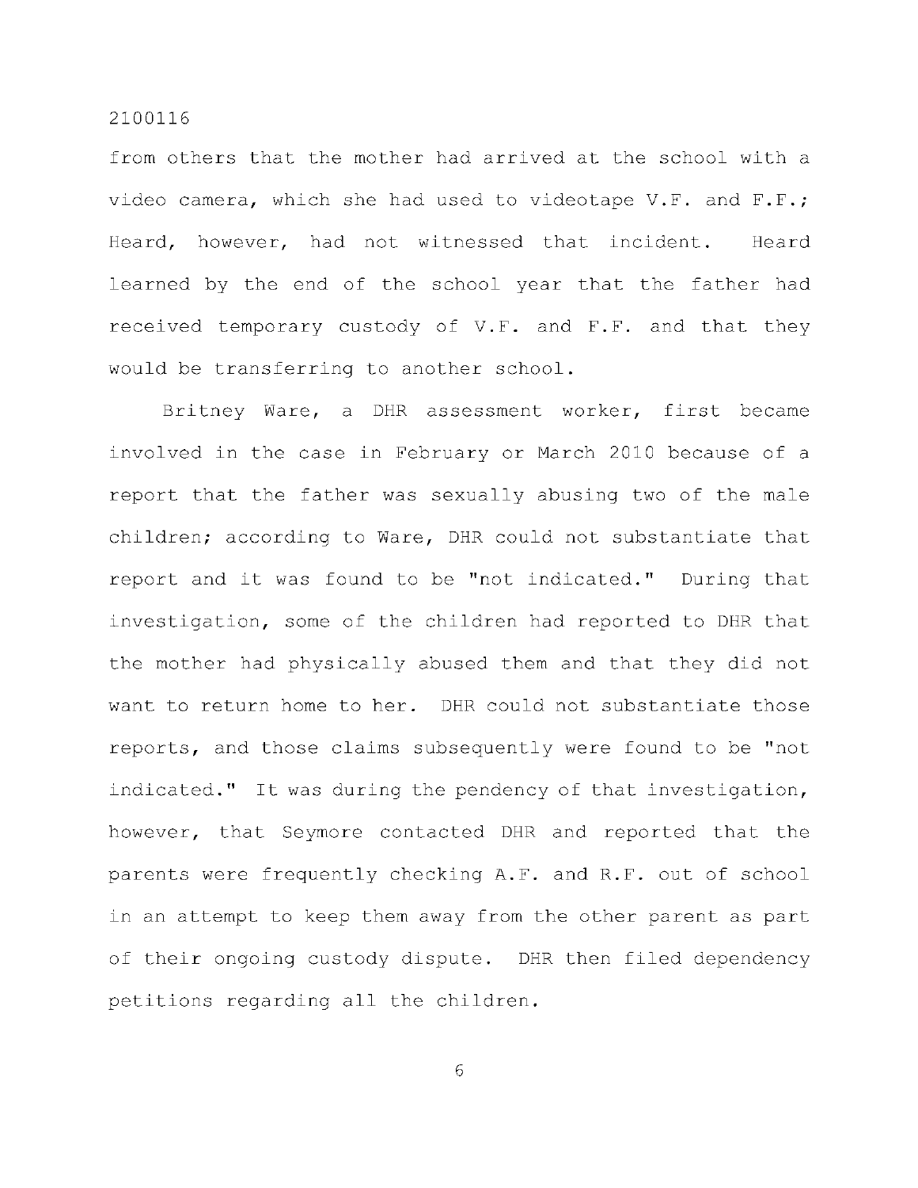from others that the mother had arrived at the school with a video camera, which she had used to videotape V.F. and F.F.; Heard, however, had not witnessed that incident. Heard learned by the end of the school year that the father had received temporary custody of V.F. and F.F. and that they would be transferring to another school.

Britney Ware, a DHR assessment worker, first became involved in the case in February or March 2010 because of a report that the father was sexually abusing two of the male children; according to Ware, DHR could not substantiate that report and it was found to be "not indicated." During that investigation, some of the children had reported to DHR that the mother had physically abused them and that they did not want to return home to her. DHR could not substantiate those reports, and those claims subsequently were found to be "not indicated." It was during the pendency of that investigation, however, that Seymore contacted DHR and reported that the parents were frequently checking A.F. and R.F. out of school in an attempt to keep them away from the other parent as part of their ongoing custody dispute. DHR then filed dependency petitions regarding all the children.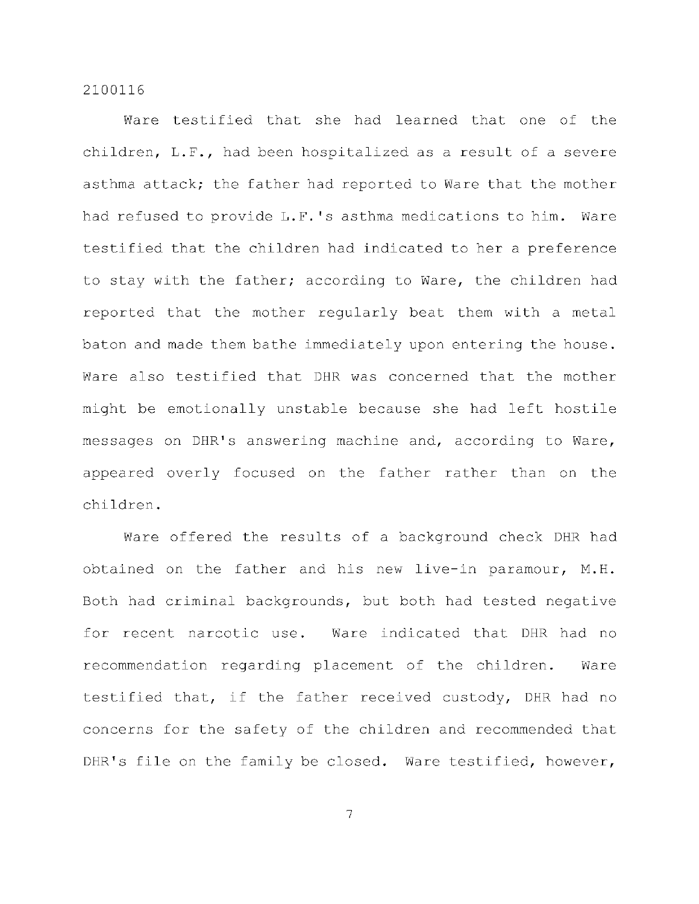Ware testified that she had learned that one of the children, L.F., had been hospitalized as a result of a severe asthma attack; the father had reported to Ware that the mother had refused to provide L.F.'s asthma medications to him. Ware testified that the children had indicated to her a preference to stay with the father; according to Ware, the children had reported that the mother regularly beat them with a metal baton and made them bathe immediately upon entering the house. Ware also testified that DHR was concerned that the mother might be emotionally unstable because she had left hostile messages on DHR's answering machine and, according to Ware, appeared overly focused on the father rather than on the children.

Ware offered the results of a background check DHR had obtained on the father and his new live-in paramour, M.H. Both had criminal backgrounds, but both had tested negative for recent narcotic use. Ware indicated that DHR had no recommendation regarding placement of the children. Ware testified that, if the father received custody, DHR had no concerns for the safety of the children and recommended that DHR's file on the family be closed. Ware testified, however,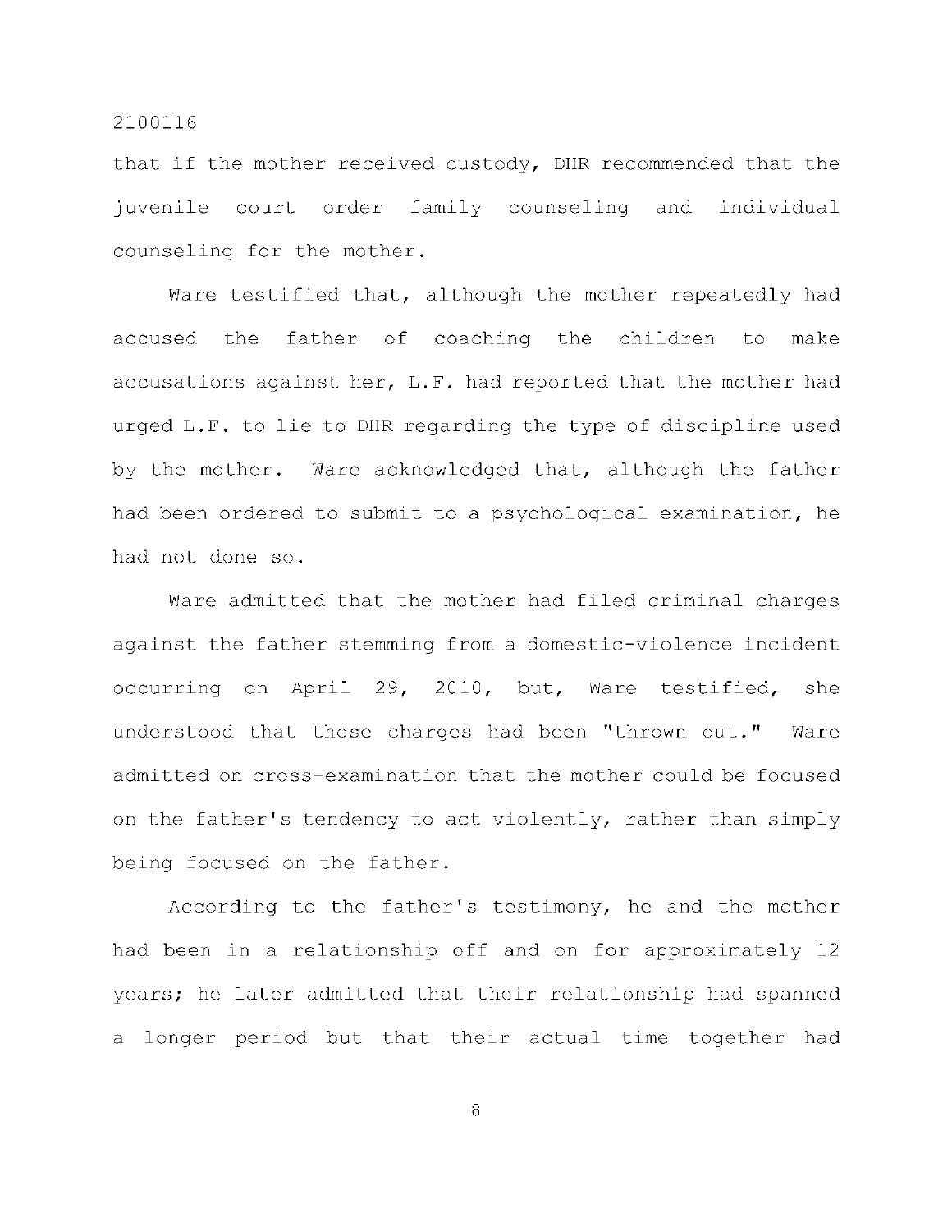that if the mother received custody, DHR recommended that the juvenile court order family counseling and individual counseling for the mother.

Ware testified that, although the mother repeatedly had accused the father of coaching the children to make accusations against her, L.F. had reported that the mother had urged L.F. to lie to DHR regarding the type of discipline used by the mother. Ware acknowledged that, although the father had been ordered to submit to a psychological examination, he had not done so.

Ware admitted that the mother had filed criminal charges against the father stemming from a domestic-violence incident occurring on April 29, 2010, but, Ware testified, she understood that those charges had been "thrown out." Ware admitted on cross-examination that the mother could be focused on the father's tendency to act violently, rather than simply being focused on the father.

According to the father's testimony, he and the mother had been in a relationship off and on for approximately 12 years; he later admitted that their relationship had spanned a longer period but that their actual time together had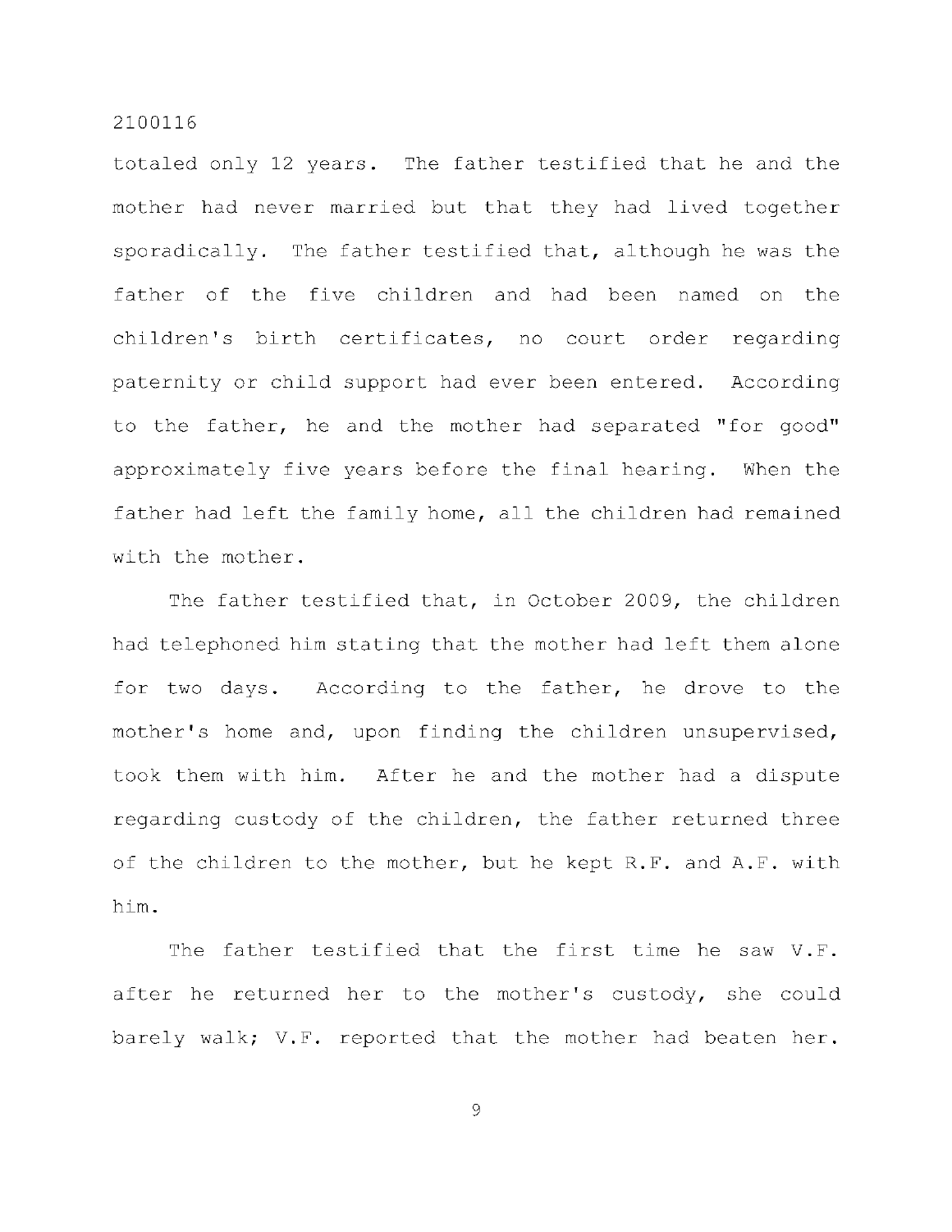totaled only 12 years. The father testified that he and the mother had never married but that they had lived together sporadically. The father testified that, although he was the father of the five children and had been named on the children's birth certificates, no court order regarding paternity or child support had ever been entered. According to the father, he and the mother had separated "for good" approximately five years before the final hearing. When the father had left the family home, all the children had remained with the mother.

The father testified that, in October 2009, the children had telephoned him stating that the mother had left them alone for two days. According to the father, he drove to the mother's home and, upon finding the children unsupervised, took them with him. After he and the mother had a dispute regarding custody of the children, the father returned three of the children to the mother, but he kept R.F. and A.F. with him.

The father testified that the first time he saw V.F. after he returned her to the mother's custody, she could barely walk; V.F. reported that the mother had beaten her.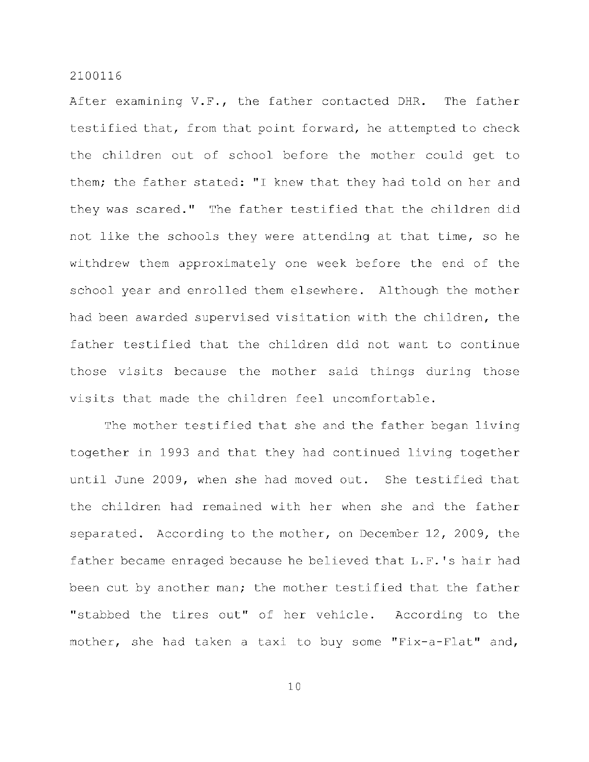After examining V.F., the father contacted DHR. The father testified that, from that point forward, he attempted to check the children out of school before the mother could get to them; the father stated: "I knew that they had told on her and they was scared." The father testified that the children did not like the schools they were attending at that time, so he withdrew them approximately one week before the end of the school year and enrolled them elsewhere. Although the mother had been awarded supervised visitation with the children, the father testified that the children did not want to continue those visits because the mother said things during those visits that made the children feel uncomfortable.

The mother testified that she and the father began living together in 1993 and that they had continued living together until June 2009, when she had moved out. She testified that the children had remained with her when she and the father separated. According to the mother, on December 12, 2009, the father became enraged because he believed that L.F.'s hair had been cut by another man; the mother testified that the father "stabbed the tires out" of her vehicle. According to the mother, she had taken a taxi to buy some "Fix-a-Flat" and,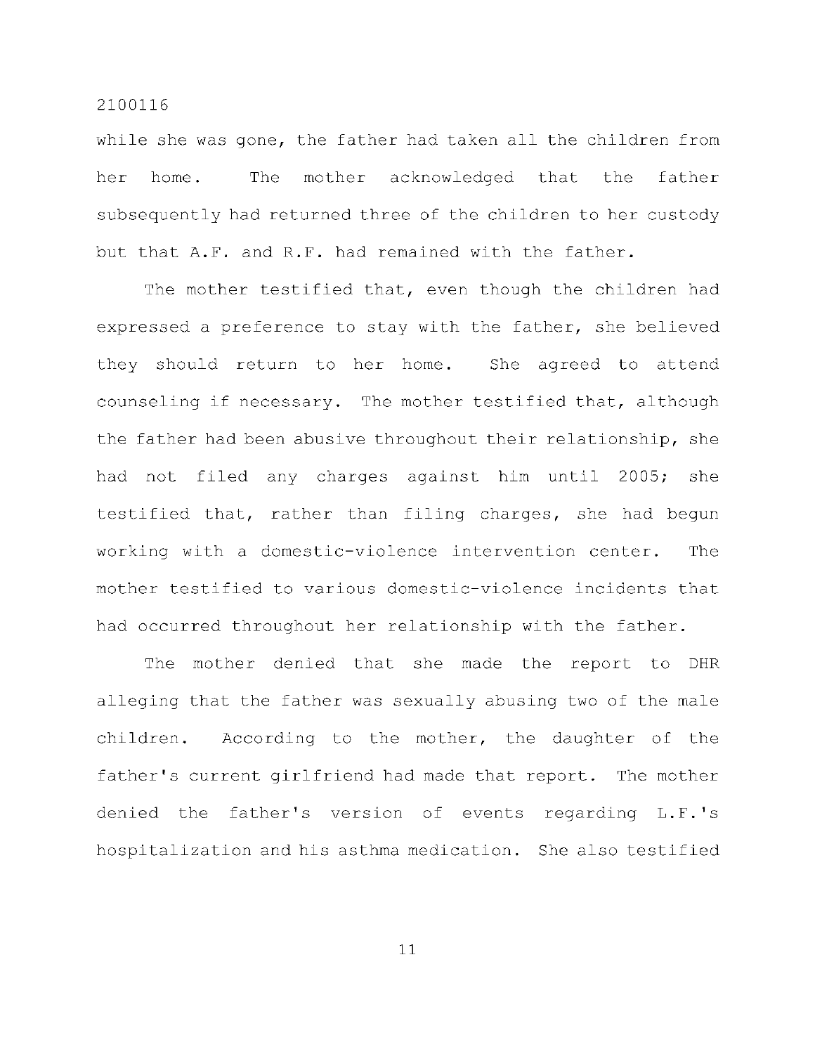while she was gone, the father had taken all the children from her home. The mother acknowledged that the father subsequently had returned three of the children to her custody but that A.F. and R.F. had remained with the father.

The mother testified that, even though the children had expressed a preference to stay with the father, she believed they should return to her home. She agreed to attend counseling if necessary. The mother testified that, although the father had been abusive throughout their relationship, she had not filed any charges against him until 2005; she testified that, rather than filing charges, she had begun working with a domestic-violence intervention center. The mother testified to various domestic-violence incidents that had occurred throughout her relationship with the father.

The mother denied that she made the report to DHR alleging that the father was sexually abusing two of the male children. According to the mother, the daughter of the father's current girlfriend had made that report. The mother denied the father's version of events regarding L.F.'s hospitalization and his asthma medication. She also testified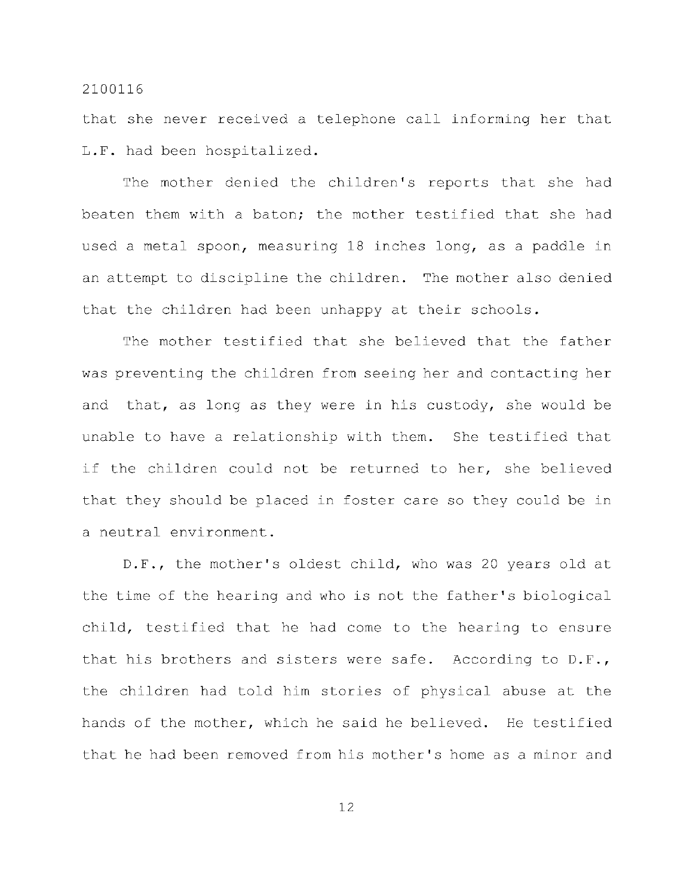that she never received a telephone call informing her that L.F. had been hospitalized.

The mother denied the children's reports that she had beaten them with a baton; the mother testified that she had used a metal spoon, measuring 18 inches long, as a paddle in an attempt to discipline the children. The mother also denied that the children had been unhappy at their schools.

The mother testified that she believed that the father was preventing the children from seeing her and contacting her and that, as long as they were in his custody, she would be unable to have a relationship with them. She testified that if the children could not be returned to her, she believed that they should be placed in foster care so they could be in a neutral environment.

D.F., the mother's oldest child, who was 20 years old at the time of the hearing and who is not the father's biological child, testified that he had come to the hearing to ensure that his brothers and sisters were safe. According to D.F., the children had told him stories of physical abuse at the hands of the mother, which he said he believed. He testified that he had been removed from his mother's home as a minor and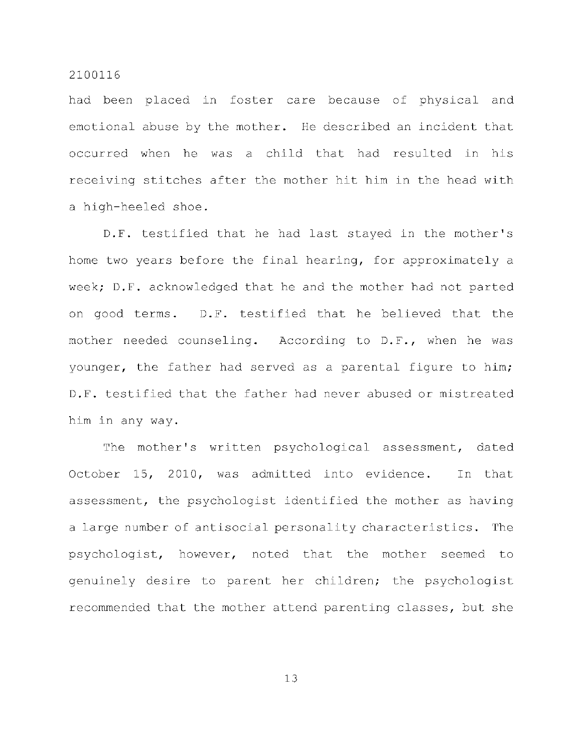had been placed in foster care because of physical and emotional abuse by the mother. He described an incident that occurred when he was a child that had resulted in his receiving stitches after the mother hit him in the head with a high-heeled shoe.

D.F. testified that he had last stayed in the mother's home two years before the final hearing, for approximately a week; D.F. acknowledged that he and the mother had not parted on good terms. D.F. testified that he believed that the mother needed counseling. According to D.F., when he was younger, the father had served as a parental figure to him; D.F. testified that the father had never abused or mistreated him in any way.

The mother's written psychological assessment, dated October 15, 2010, was admitted into evidence. In that assessment, the psychologist identified the mother as having a large number of antisocial personality characteristics. The psychologist, however, noted that the mother seemed to genuinely desire to parent her children; the psychologist recommended that the mother attend parenting classes, but she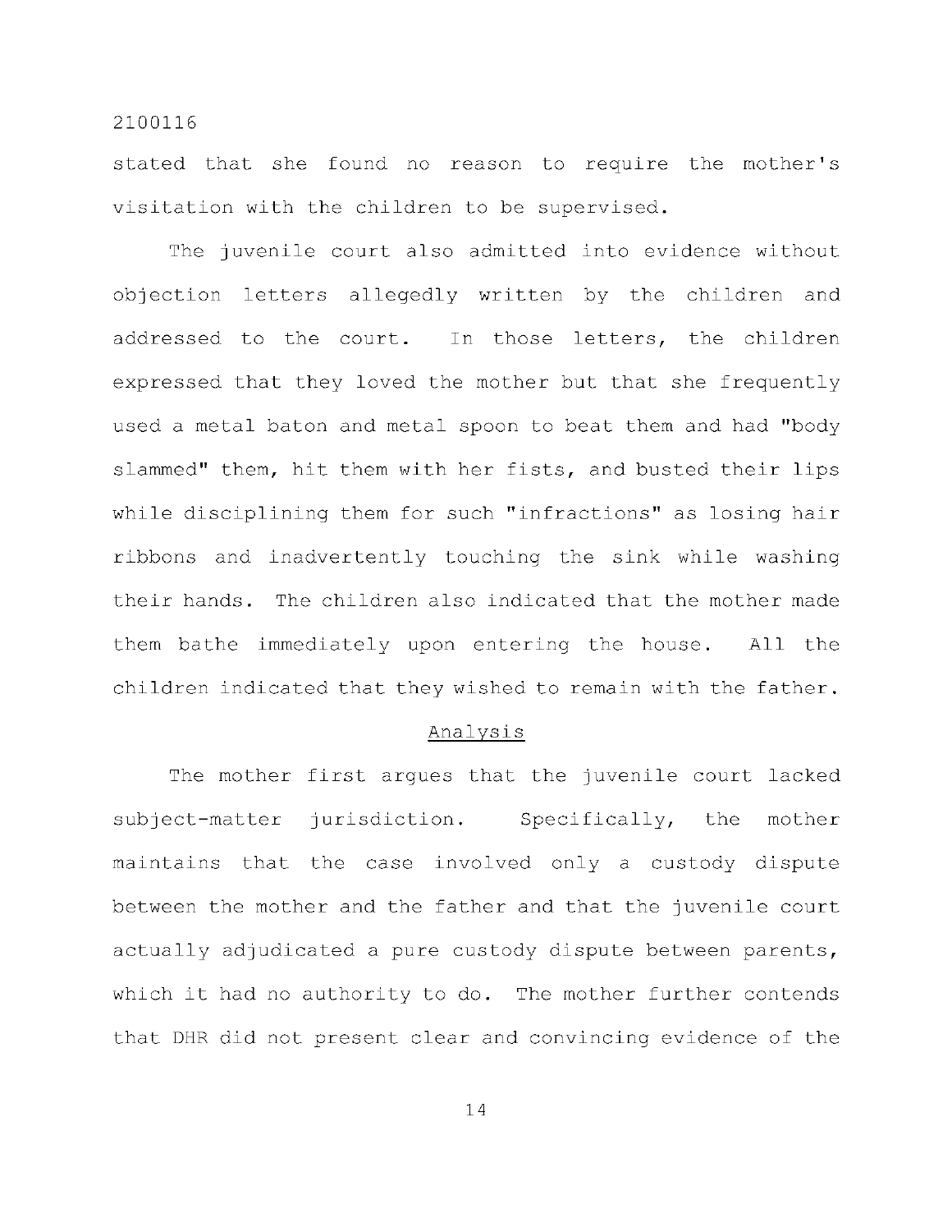stated that she found no reason to require the mother's visitation with the children to be supervised.

The juvenile court also admitted into evidence without objection letters allegedly written by the children and addressed to the court. In those letters, the children expressed that they loved the mother but that she frequently used a metal baton and metal spoon to beat them and had "body slammed" them, hit them with her fists, and busted their lips while disciplining them for such "infractions" as losing hair ribbons and inadvertently touching the sink while washing their hands. The children also indicated that the mother made them bathe immediately upon entering the house. All the children indicated that they wished to remain with the father.

## Analysis

The mother first argues that the juvenile court lacked subject-matter jurisdiction. Specifically, the mother maintains that the case involved only a custody dispute between the mother and the father and that the juvenile court actually adjudicated a pure custody dispute between parents, which it had no authority to do. The mother further contends that DHR did not present clear and convincing evidence of the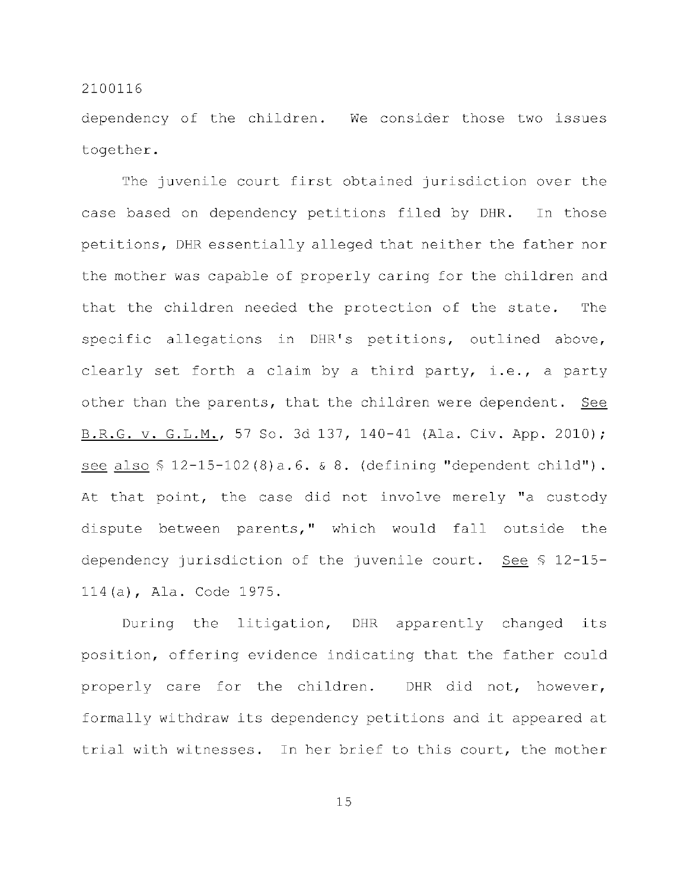dependency of the children. We consider those two issues together.

The juvenile court first obtained jurisdiction over the case based on dependency petitions filed by DHR. In those petitions, DHR essentially alleged that neither the father nor the mother was capable of properly caring for the children and that the children needed the protection of the state. The specific allegations in DHR's petitions, outlined above, clearly set forth a claim by a third party, i.e., a party other than the parents, that the children were dependent. See B.R.G. v. G.L.M., 57 So. 3d 137, 140-41 (Ala. Civ. App. 2010); see also § 12-15-102(8)a.6. & 8. (defining "dependent child"). At that point, the case did not involve merely "a custody dispute between parents," which would fall outside the dependency jurisdiction of the juvenile court. See § 12-15-114(a), Ala. Code 1975.

During the litigation, DHR apparently changed its position, offering evidence indicating that the father could properly care for the children. DHR did not, however, formally withdraw its dependency petitions and it appeared at trial with witnesses. In her brief to this court, the mother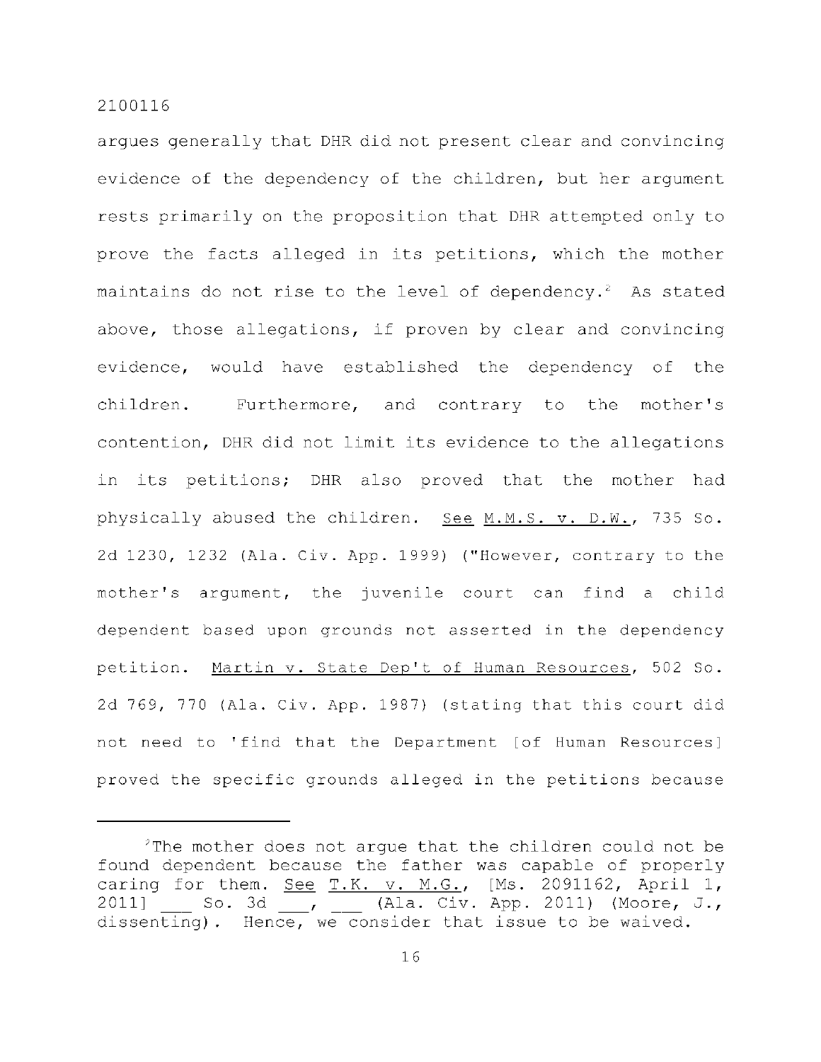argues generally that DHR did not present clear and convincing evidence of the dependency of the children, but her argument rests primarily on the proposition that DHR attempted only to prove the facts alleged in its petitions, which the mother maintains do not rise to the level of dependency.[2] As stated above, those allegations, if proven by clear and convincing evidence, would have established the dependency of the children. Furthermore, and contrary to the mother's contention, DHR did not limit its evidence to the allegations in its petitions; DHR also proved that the mother had physically abused the children. See M.M.S. v. D.W., 735 So. 2d 1230, 1232 (Ala. Civ. App. 1999) ("However, contrary to the mother's argument, the juvenile court can find a child dependent based upon grounds not asserted in the dependency petition. Martin v. State Dep't of Human Resources, 502 So. 2d 769, 770 (Ala. Civ. App. 1987) (stating that this court did not need to 'find that the Department [of Human Resources] proved the specific grounds alleged in the petitions because

---

[2]The mother does not argue that the children could not be found dependent because the father was capable of properly caring for them. See T.K. v. M.G., [Ms. 2091162, April 1, 2011] ___ So. 3d ___, ___ (Ala. Civ. App. 2011) (Moore, J., dissenting). Hence, we consider that issue to be waived.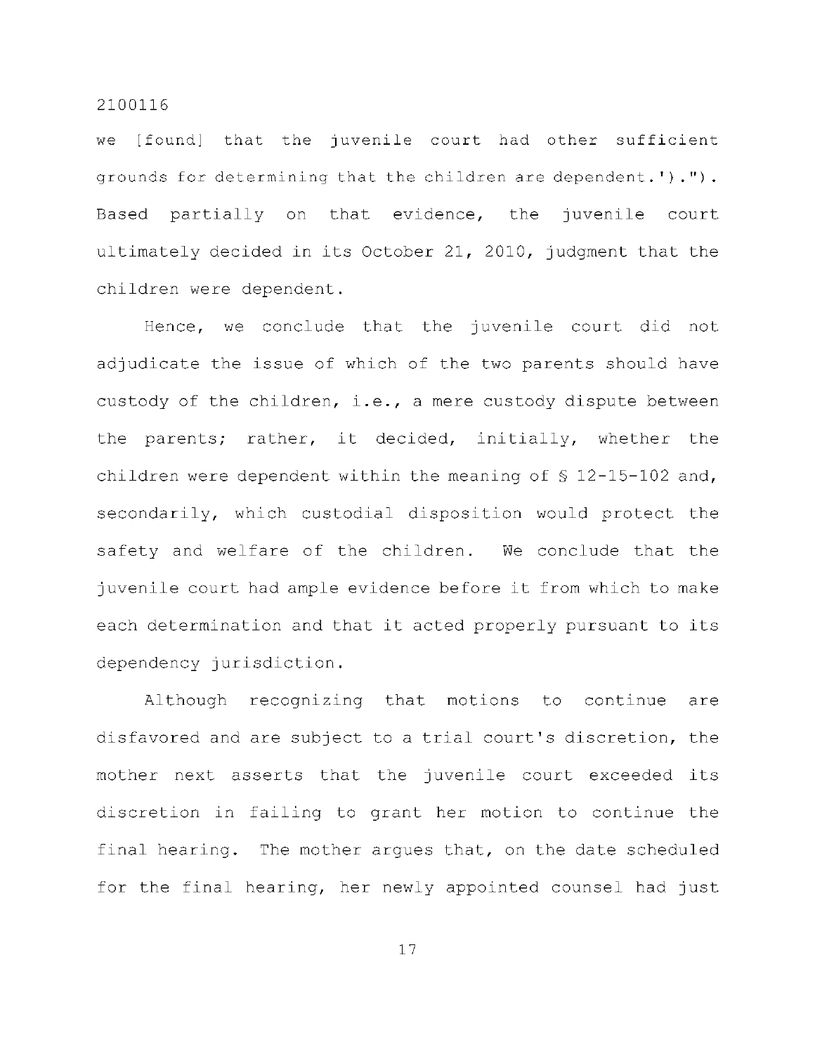we [found] that the juvenile court had other sufficient grounds for determining that the children are dependent.').''). Based partially on that evidence, the juvenile court ultimately decided in its October 21, 2010, judgment that the children were dependent.

Hence, we conclude that the juvenile court did not adjudicate the issue of which of the two parents should have custody of the children, i.e., a mere custody dispute between the parents; rather, it decided, initially, whether the children were dependent within the meaning of § 12-15-102 and, secondarily, which custodial disposition would protect the safety and welfare of the children. We conclude that the juvenile court had ample evidence before it from which to make each determination and that it acted properly pursuant to its dependency jurisdiction.

Although recognizing that motions to continue are disfavored and are subject to a trial court's discretion, the mother next asserts that the juvenile court exceeded its discretion in failing to grant her motion to continue the final hearing. The mother argues that, on the date scheduled for the final hearing, her newly appointed counsel had just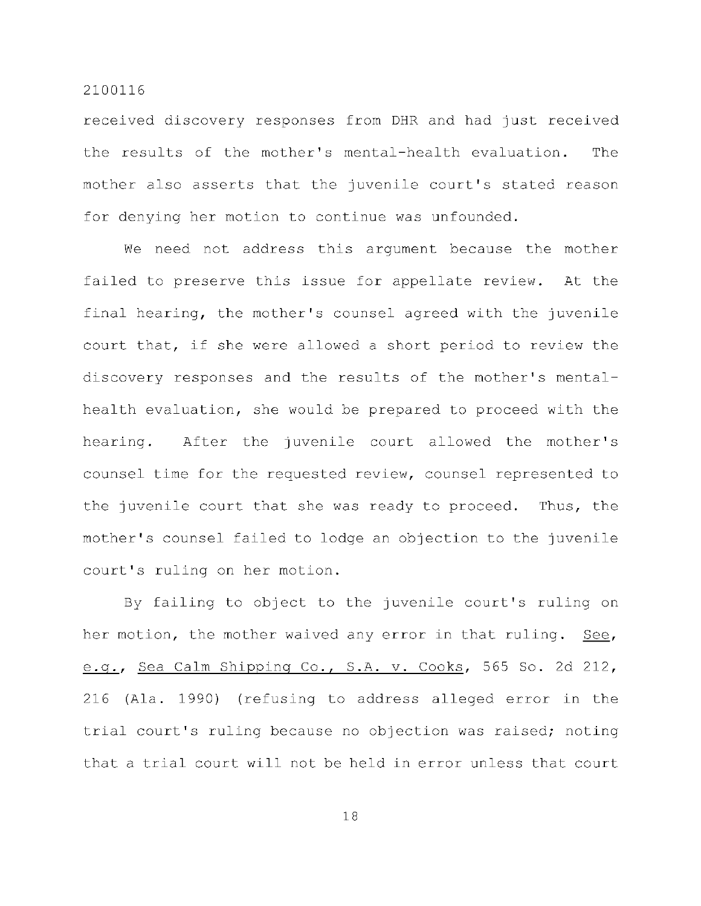received discovery responses from DHR and had just received the results of the mother's mental-health evaluation. The mother also asserts that the juvenile court's stated reason for denying her motion to continue was unfounded.

We need not address this argument because the mother failed to preserve this issue for appellate review. At the final hearing, the mother's counsel agreed with the juvenile court that, if she were allowed a short period to review the discovery responses and the results of the mother's mental-health evaluation, she would be prepared to proceed with the hearing. After the juvenile court allowed the mother's counsel time for the requested review, counsel represented to the juvenile court that she was ready to proceed. Thus, the mother's counsel failed to lodge an objection to the juvenile court's ruling on her motion.

By failing to object to the juvenile court's ruling on her motion, the mother waived any error in that ruling. See, e.g., Sea Calm Shipping Co., S.A. v. Cooks, 565 So. 2d 212, 216 (Ala. 1990) (refusing to address alleged error in the trial court's ruling because no objection was raised; noting that a trial court will not be held in error unless that court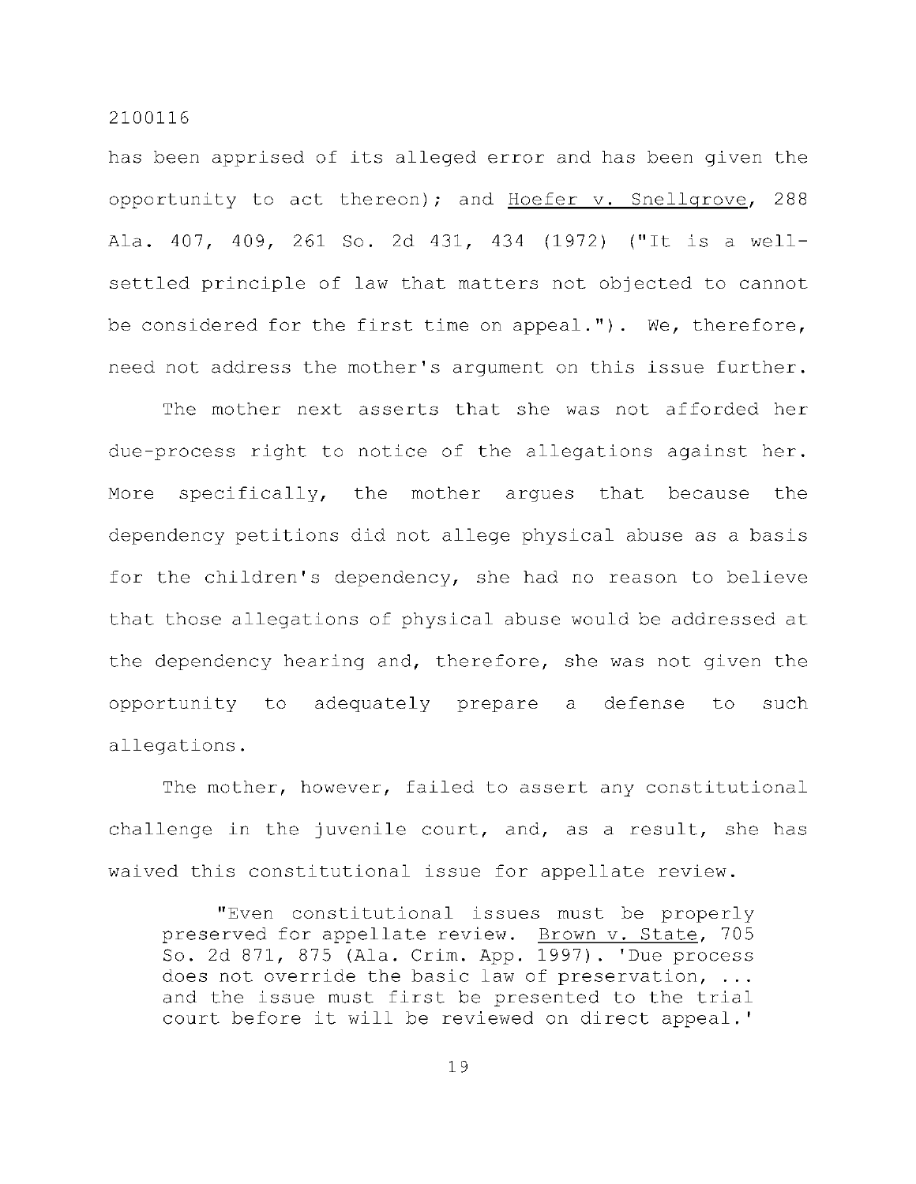has been apprised of its alleged error and has been given the opportunity to act thereon); and Hoefer v. Snellgrove, 288 Ala. 407, 409, 261 So. 2d 431, 434 (1972) ("It is a well-settled principle of law that matters not objected to cannot be considered for the first time on appeal."). We, therefore, need not address the mother's argument on this issue further.

The mother next asserts that she was not afforded her due-process right to notice of the allegations against her. More specifically, the mother argues that because the dependency petitions did not allege physical abuse as a basis for the children's dependency, she had no reason to believe that those allegations of physical abuse would be addressed at the dependency hearing and, therefore, she was not given the opportunity to adequately prepare a defense to such allegations.

The mother, however, failed to assert any constitutional challenge in the juvenile court, and, as a result, she has waived this constitutional issue for appellate review.

> "Even constitutional issues must be properly preserved for appellate review. Brown v. State, 705 So. 2d 871, 875 (Ala. Crim. App. 1997). 'Due process does not override the basic law of preservation, ... and the issue must first be presented to the trial court before it will be reviewed on direct appeal.'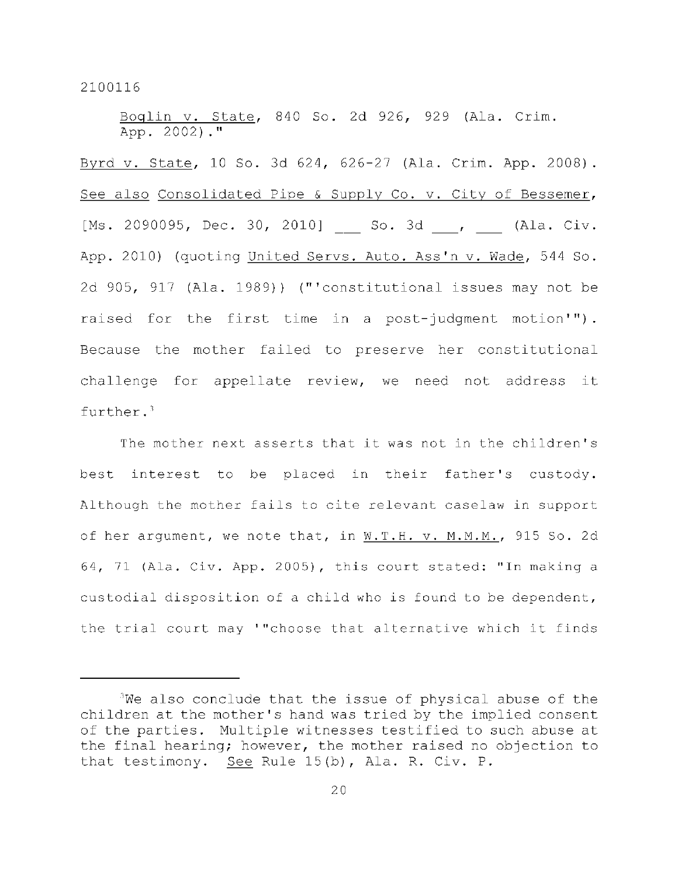Boglin v. State, 840 So. 2d 926, 929 (Ala. Crim. App. 2002)."

Byrd v. State, 10 So. 3d 624, 626-27 (Ala. Crim. App. 2008). See also Consolidated Pipe & Supply Co. v. City of Bessemer, [Ms. 2090095, Dec. 30, 2010] ___ So. 3d ___, ___ (Ala. Civ. App. 2010) (quoting United Servs. Auto. Ass'n v. Wade, 544 So. 2d 905, 917 (Ala. 1989)) ("'constitutional issues may not be raised for the first time in a post-judgment motion'"). Because the mother failed to preserve her constitutional challenge for appellate review, we need not address it further.[3]

The mother next asserts that it was not in the children's best interest to be placed in their father's custody. Although the mother fails to cite relevant caselaw in support of her argument, we note that, in W.T.H. v. M.M.M., 915 So. 2d 64, 71 (Ala. Civ. App. 2005), this court stated: "In making a custodial disposition of a child who is found to be dependent, the trial court may '"choose that alternative which it finds

---

[3]We also conclude that the issue of physical abuse of the children at the mother's hand was tried by the implied consent of the parties. Multiple witnesses testified to such abuse at the final hearing; however, the mother raised no objection to that testimony. See Rule 15(b), Ala. R. Civ. P.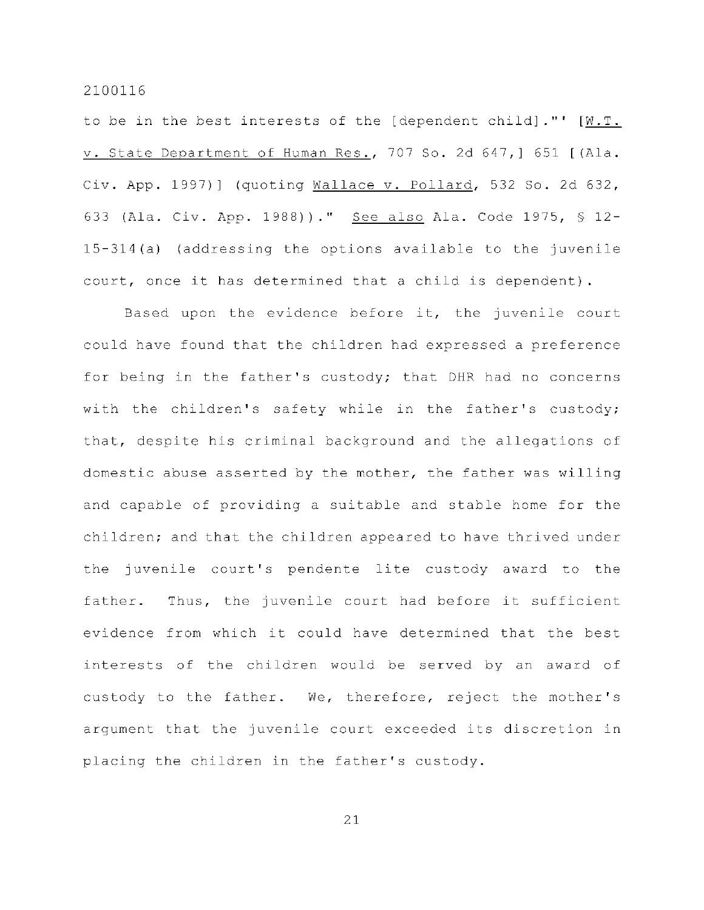to be in the best interests of the [dependent child]."' [W.T. v. State Department of Human Res., 707 So. 2d 647,] 651 [(Ala. Civ. App. 1997)] (quoting Wallace v. Pollard, 532 So. 2d 632, 633 (Ala. Civ. App. 1988))." See also Ala. Code 1975, § 12-15-314(a) (addressing the options available to the juvenile court, once it has determined that a child is dependent).

Based upon the evidence before it, the juvenile court could have found that the children had expressed a preference for being in the father's custody; that DHR had no concerns with the children's safety while in the father's custody; that, despite his criminal background and the allegations of domestic abuse asserted by the mother, the father was willing and capable of providing a suitable and stable home for the children; and that the children appeared to have thrived under the juvenile court's pendente lite custody award to the father. Thus, the juvenile court had before it sufficient evidence from which it could have determined that the best interests of the children would be served by an award of custody to the father. We, therefore, reject the mother's argument that the juvenile court exceeded its discretion in placing the children in the father's custody.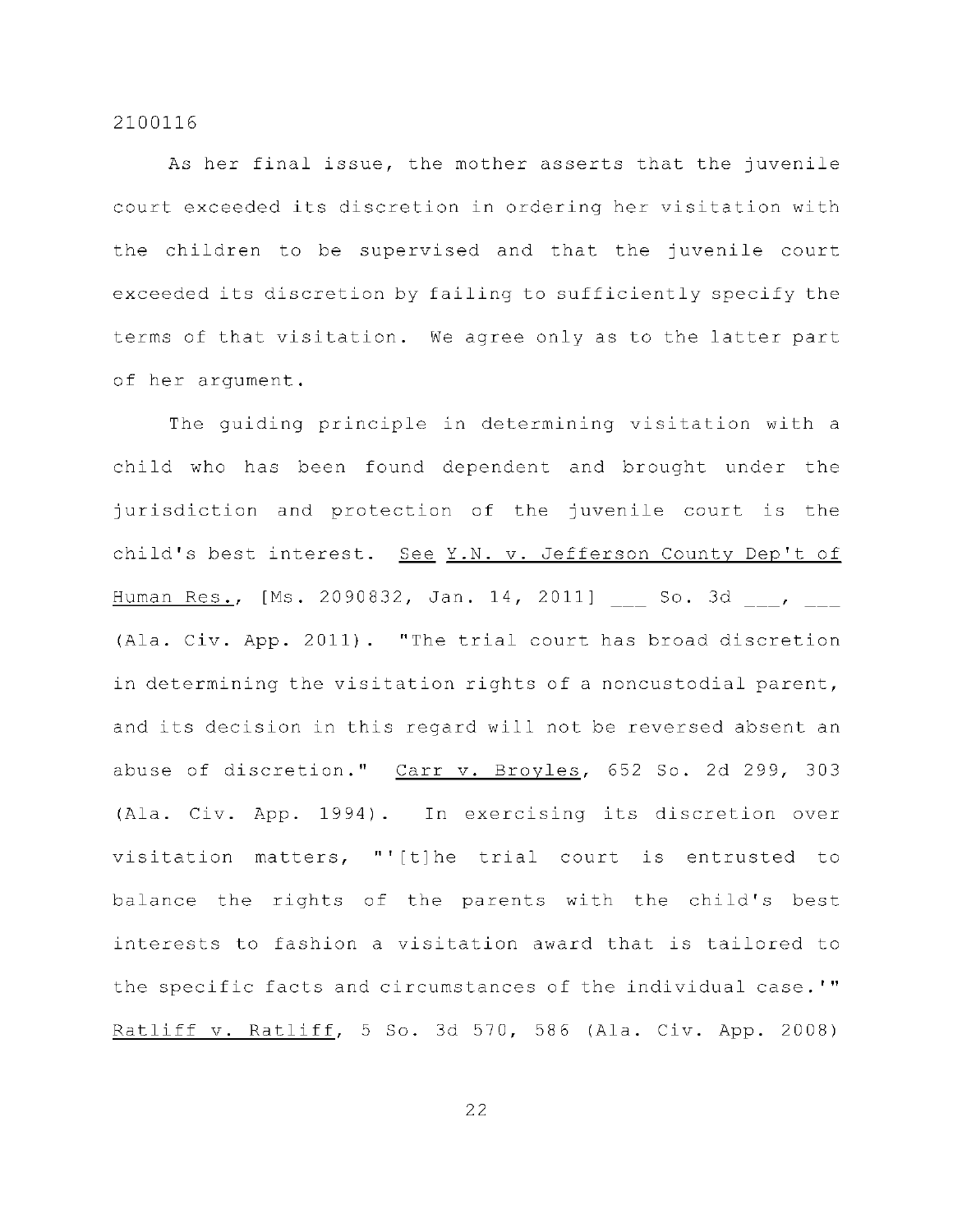As her final issue, the mother asserts that the juvenile court exceeded its discretion in ordering her visitation with the children to be supervised and that the juvenile court exceeded its discretion by failing to sufficiently specify the terms of that visitation. We agree only as to the latter part of her argument.

The guiding principle in determining visitation with a child who has been found dependent and brought under the jurisdiction and protection of the juvenile court is the child's best interest. See Y.N. v. Jefferson County Dep't of Human Res., [Ms. 2090832, Jan. 14, 2011] ___ So. 3d ___, ___ (Ala. Civ. App. 2011). "The trial court has broad discretion in determining the visitation rights of a noncustodial parent, and its decision in this regard will not be reversed absent an abuse of discretion." Carr v. Broyles, 652 So. 2d 299, 303 (Ala. Civ. App. 1994). In exercising its discretion over visitation matters, "'[t]he trial court is entrusted to balance the rights of the parents with the child's best interests to fashion a visitation award that is tailored to the specific facts and circumstances of the individual case.'" Ratliff v. Ratliff, 5 So. 3d 570, 586 (Ala. Civ. App. 2008)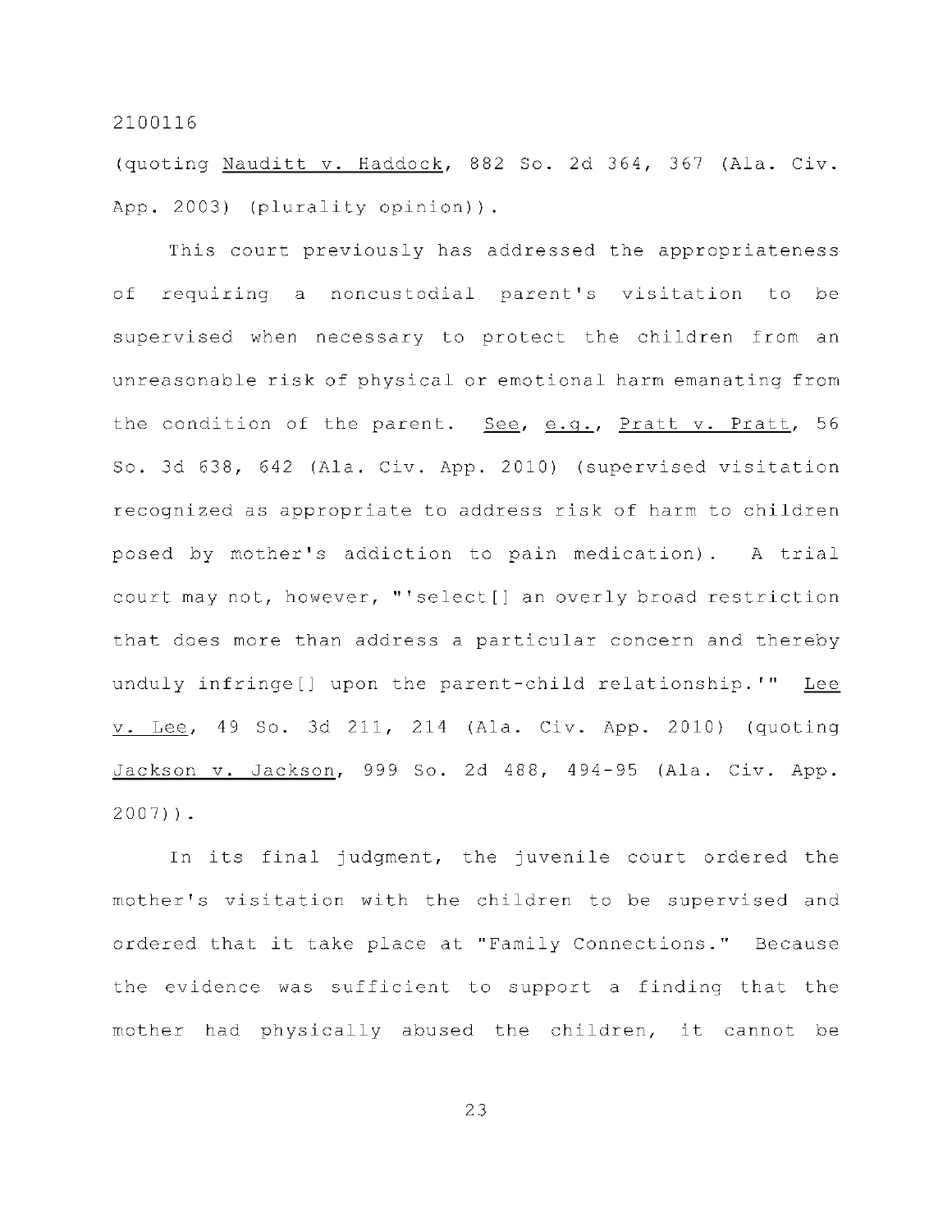(quoting _Nauditt v. Haddock_, 882 So. 2d 364, 367 (Ala. Civ. App. 2003) (plurality opinion)).

This court previously has addressed the appropriateness of requiring a noncustodial parent's visitation to be supervised when necessary to protect the children from an unreasonable risk of physical or emotional harm emanating from the condition of the parent. _See_, _e.g._, _Pratt v. Pratt_, 56 So. 3d 638, 642 (Ala. Civ. App. 2010) (supervised visitation recognized as appropriate to address risk of harm to children posed by mother's addiction to pain medication). A trial court may not, however, "'select[] an overly broad restriction that does more than address a particular concern and thereby unduly infringe[] upon the parent-child relationship.'" _Lee v. Lee_, 49 So. 3d 211, 214 (Ala. Civ. App. 2010) (quoting _Jackson v. Jackson_, 999 So. 2d 488, 494-95 (Ala. Civ. App. 2007)).

In its final judgment, the juvenile court ordered the mother's visitation with the children to be supervised and ordered that it take place at "Family Connections." Because the evidence was sufficient to support a finding that the mother had physically abused the children, it cannot be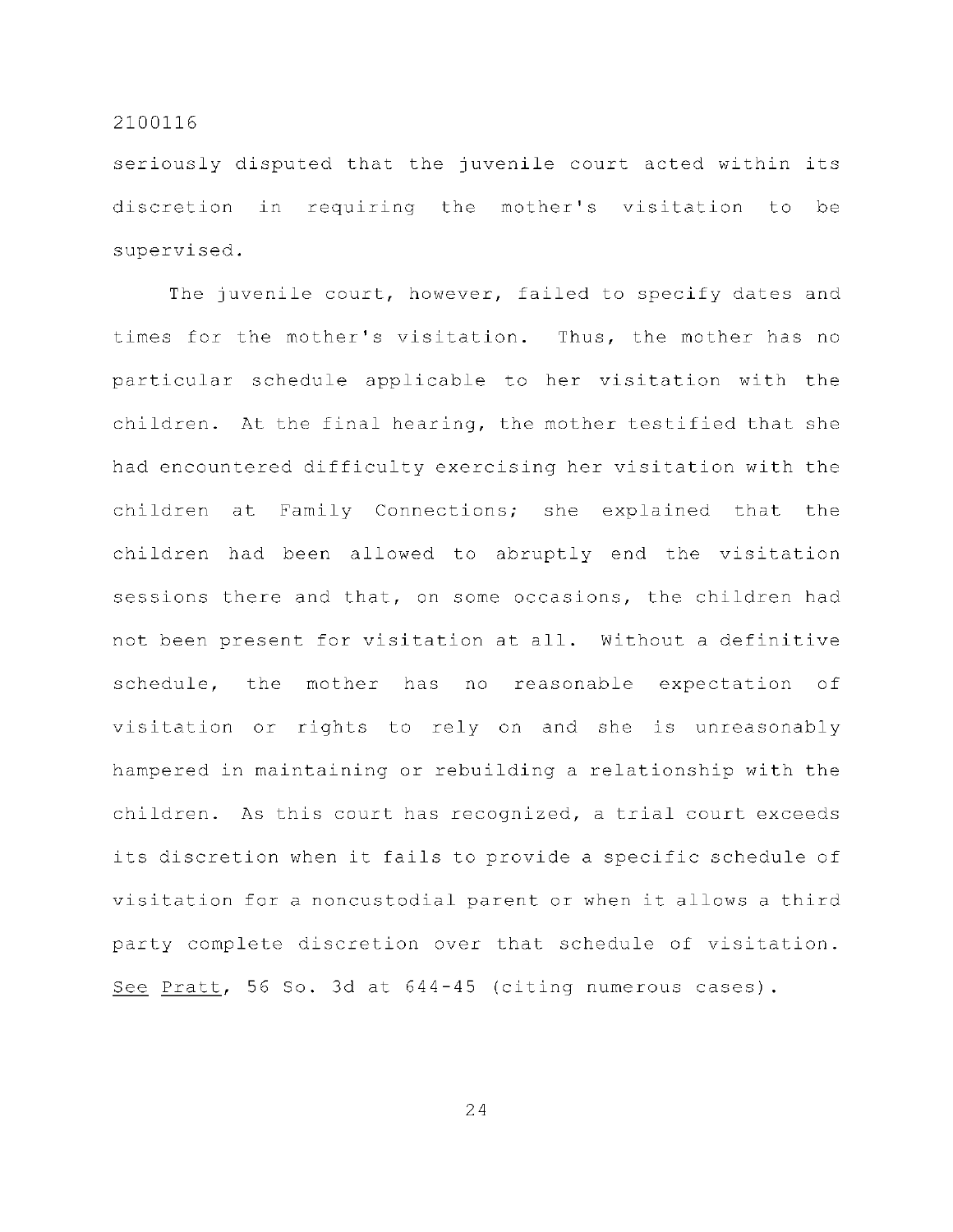seriously disputed that the juvenile court acted within its discretion in requiring the mother's visitation to be supervised.

The juvenile court, however, failed to specify dates and times for the mother's visitation. Thus, the mother has no particular schedule applicable to her visitation with the children. At the final hearing, the mother testified that she had encountered difficulty exercising her visitation with the children at Family Connections; she explained that the children had been allowed to abruptly end the visitation sessions there and that, on some occasions, the children had not been present for visitation at all. Without a definitive schedule, the mother has no reasonable expectation of visitation or rights to rely on and she is unreasonably hampered in maintaining or rebuilding a relationship with the children. As this court has recognized, a trial court exceeds its discretion when it fails to provide a specific schedule of visitation for a noncustodial parent or when it allows a third party complete discretion over that schedule of visitation. See Pratt, 56 So. 3d at 644-45 (citing numerous cases).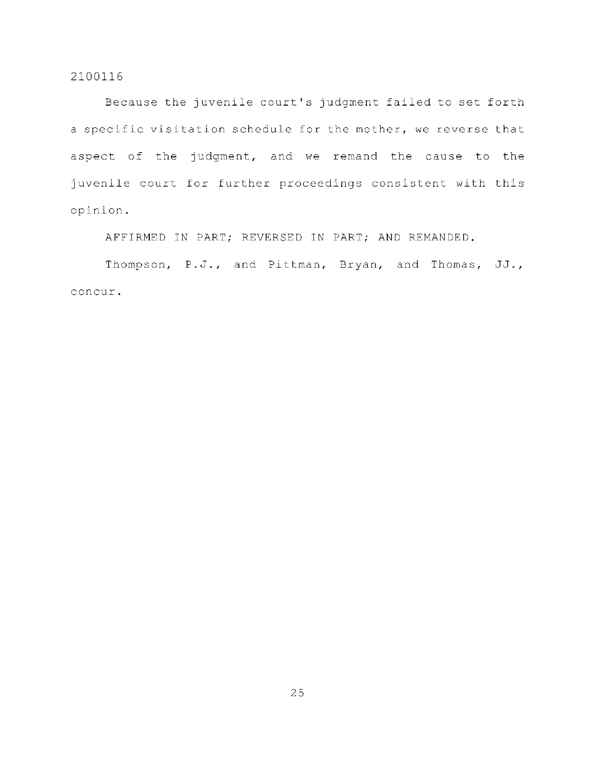Because the juvenile court's judgment failed to set forth a specific visitation schedule for the mother, we reverse that aspect of the judgment, and we remand the cause to the juvenile court for further proceedings consistent with this opinion.

AFFIRMED IN PART; REVERSED IN PART; AND REMANDED.

Thompson, P.J., and Pittman, Bryan, and Thomas, JJ., concur.